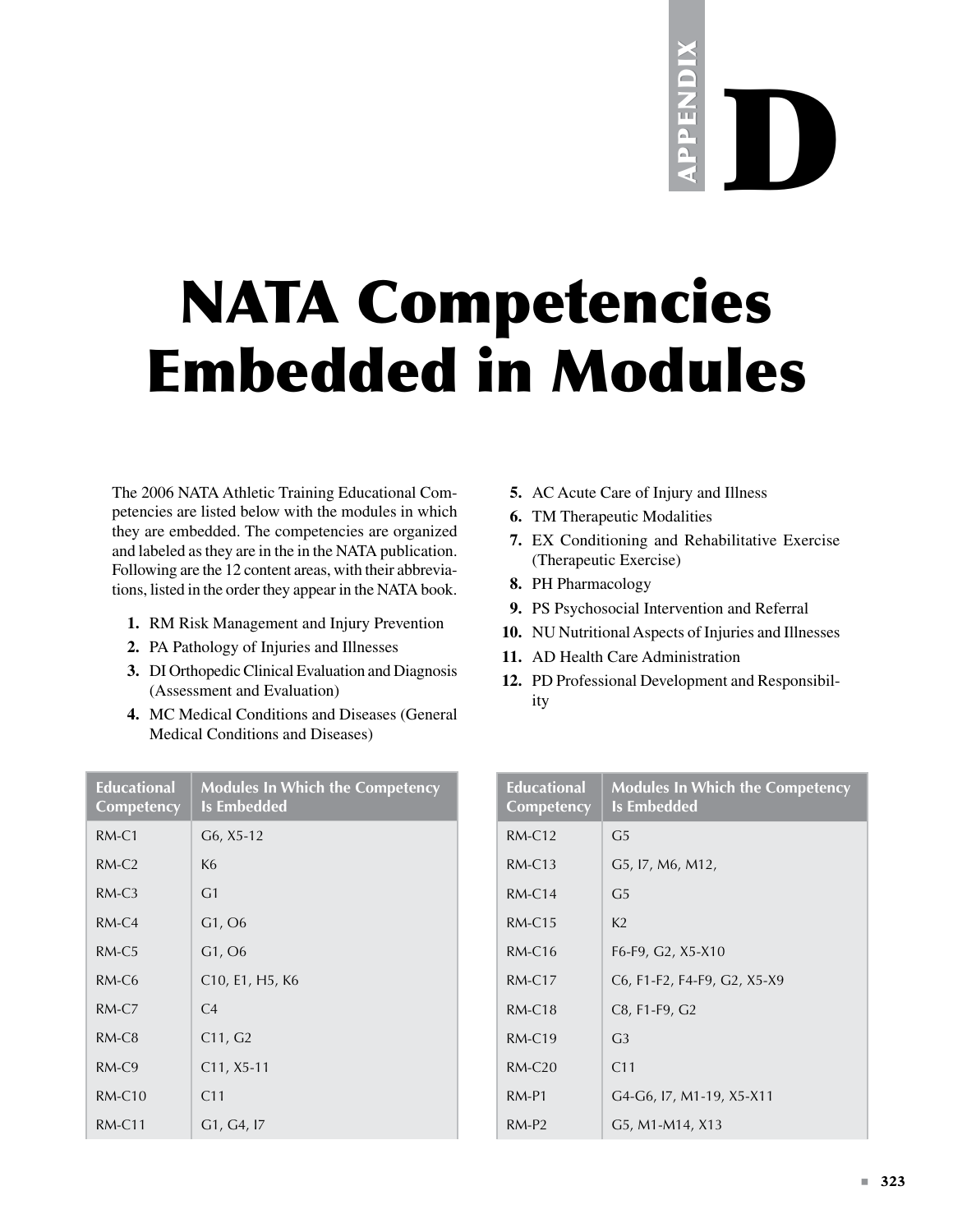# APPENDIX D

# NATA Competencies Embedded in Modules

The 2006 NATA Athletic Training Educational Competencies are listed below with the modules in which they are embedded. The competencies are organized and labeled as they are in the in the NATA publication. Following are the 12 content areas, with their abbreviations, listed in the order they appear in the NATA book.

1. RM Risk Management and Injury Prevention
2. PA Pathology of Injuries and Illnesses
3. DI Orthopedic Clinical Evaluation and Diagnosis (Assessment and Evaluation)
4. MC Medical Conditions and Diseases (General Medical Conditions and Diseases)
5. AC Acute Care of Injury and Illness
6. TM Therapeutic Modalities
7. EX Conditioning and Rehabilitative Exercise (Therapeutic Exercise)
8. PH Pharmacology
9. PS Psychosocial Intervention and Referral
10. NU Nutritional Aspects of Injuries and Illnesses
11. AD Health Care Administration
12. PD Professional Development and Responsibility

| Educational Competency | Modules In Which the Competency Is Embedded |
|---|---|
| RM-C1 | G6, X5-12 |
| RM-C2 | K6 |
| RM-C3 | G1 |
| RM-C4 | G1, O6 |
| RM-C5 | G1, O6 |
| RM-C6 | C10, E1, H5, K6 |
| RM-C7 | C4 |
| RM-C8 | C11, G2 |
| RM-C9 | C11, X5-11 |
| RM-C10 | C11 |
| RM-C11 | G1, G4, I7 |
| RM-C12 | G5 |
| RM-C13 | G5, I7, M6, M12, |
| RM-C14 | G5 |
| RM-C15 | K2 |
| RM-C16 | F6-F9, G2, X5-X10 |
| RM-C17 | C6, F1-F2, F4-F9, G2, X5-X9 |
| RM-C18 | C8, F1-F9, G2 |
| RM-C19 | G3 |
| RM-C20 | C11 |
| RM-P1 | G4-G6, I7, M1-19, X5-X11 |
| RM-P2 | G5, M1-M14, X13 |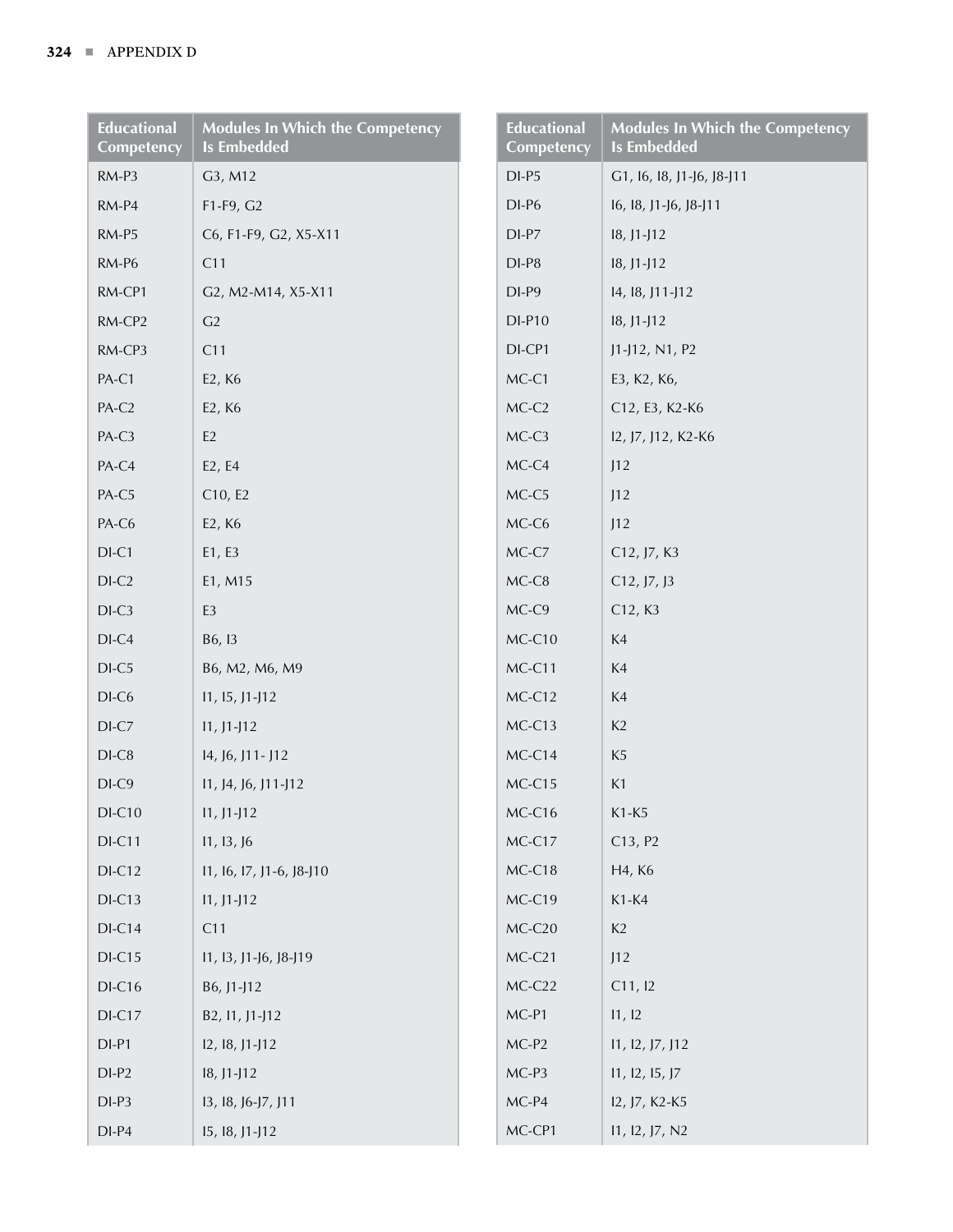| Educational Competency | Modules In Which the Competency Is Embedded |
|---|---|
| RM-P3 | G3, M12 |
| RM-P4 | F1-F9, G2 |
| RM-P5 | C6, F1-F9, G2, X5-X11 |
| RM-P6 | C11 |
| RM-CP1 | G2, M2-M14, X5-X11 |
| RM-CP2 | G2 |
| RM-CP3 | C11 |
| PA-C1 | E2, K6 |
| PA-C2 | E2, K6 |
| PA-C3 | E2 |
| PA-C4 | E2, E4 |
| PA-C5 | C10, E2 |
| PA-C6 | E2, K6 |
| DI-C1 | E1, E3 |
| DI-C2 | E1, M15 |
| DI-C3 | E3 |
| DI-C4 | B6, I3 |
| DI-C5 | B6, M2, M6, M9 |
| DI-C6 | I1, I5, J1-J12 |
| DI-C7 | I1, J1-J12 |
| DI-C8 | I4, J6, J11- J12 |
| DI-C9 | I1, J4, J6, J11-J12 |
| DI-C10 | I1, J1-J12 |
| DI-C11 | I1, I3, J6 |
| DI-C12 | I1, I6, I7, J1-6, J8-J10 |
| DI-C13 | I1, J1-J12 |
| DI-C14 | C11 |
| DI-C15 | I1, I3, J1-J6, J8-J19 |
| DI-C16 | B6, J1-J12 |
| DI-C17 | B2, I1, J1-J12 |
| DI-P1 | I2, I8, J1-J12 |
| DI-P2 | I8, J1-J12 |
| DI-P3 | I3, I8, J6-J7, J11 |
| DI-P4 | I5, I8, J1-J12 |

| Educational Competency | Modules In Which the Competency Is Embedded |
|---|---|
| DI-P5 | G1, I6, I8, J1-J6, J8-J11 |
| DI-P6 | I6, I8, J1-J6, J8-J11 |
| DI-P7 | I8, J1-J12 |
| DI-P8 | I8, J1-J12 |
| DI-P9 | I4, I8, J11-J12 |
| DI-P10 | I8, J1-J12 |
| DI-CP1 | J1-J12, N1, P2 |
| MC-C1 | E3, K2, K6, |
| MC-C2 | C12, E3, K2-K6 |
| MC-C3 | I2, J7, J12, K2-K6 |
| MC-C4 | J12 |
| MC-C5 | J12 |
| MC-C6 | J12 |
| MC-C7 | C12, J7, K3 |
| MC-C8 | C12, J7, J3 |
| MC-C9 | C12, K3 |
| MC-C10 | K4 |
| MC-C11 | K4 |
| MC-C12 | K4 |
| MC-C13 | K2 |
| MC-C14 | K5 |
| MC-C15 | K1 |
| MC-C16 | K1-K5 |
| MC-C17 | C13, P2 |
| MC-C18 | H4, K6 |
| MC-C19 | K1-K4 |
| MC-C20 | K2 |
| MC-C21 | J12 |
| MC-C22 | C11, I2 |
| MC-P1 | I1, I2 |
| MC-P2 | I1, I2, J7, J12 |
| MC-P3 | I1, I2, I5, J7 |
| MC-P4 | I2, J7, K2-K5 |
| MC-CP1 | I1, I2, J7, N2 |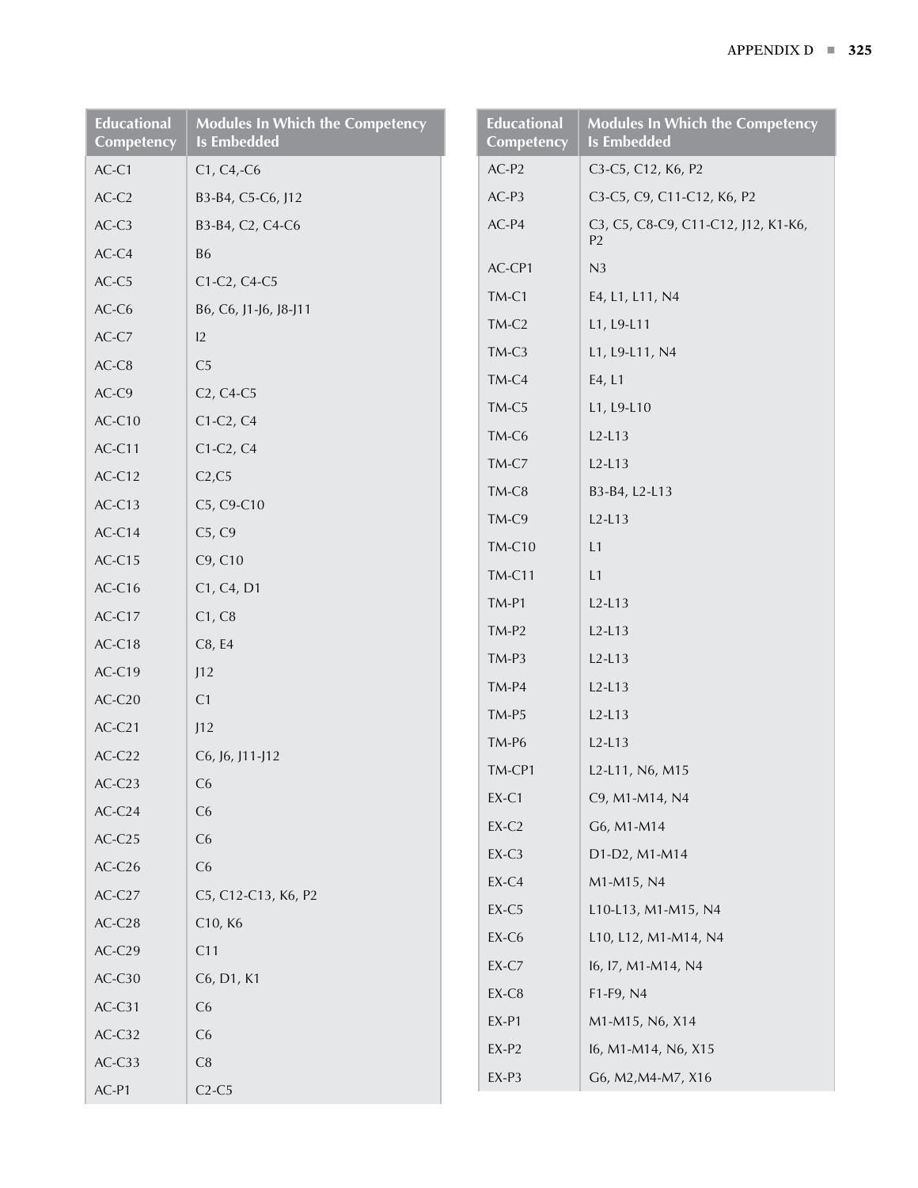| Educational Competency | Modules In Which the Competency Is Embedded |
|---|---|
| AC-C1 | C1, C4,-C6 |
| AC-C2 | B3-B4, C5-C6, J12 |
| AC-C3 | B3-B4, C2, C4-C6 |
| AC-C4 | B6 |
| AC-C5 | C1-C2, C4-C5 |
| AC-C6 | B6, C6, J1-J6, J8-J11 |
| AC-C7 | I2 |
| AC-C8 | C5 |
| AC-C9 | C2, C4-C5 |
| AC-C10 | C1-C2, C4 |
| AC-C11 | C1-C2, C4 |
| AC-C12 | C2,C5 |
| AC-C13 | C5, C9-C10 |
| AC-C14 | C5, C9 |
| AC-C15 | C9, C10 |
| AC-C16 | C1, C4, D1 |
| AC-C17 | C1, C8 |
| AC-C18 | C8, E4 |
| AC-C19 | J12 |
| AC-C20 | C1 |
| AC-C21 | J12 |
| AC-C22 | C6, J6, J11-J12 |
| AC-C23 | C6 |
| AC-C24 | C6 |
| AC-C25 | C6 |
| AC-C26 | C6 |
| AC-C27 | C5, C12-C13, K6, P2 |
| AC-C28 | C10, K6 |
| AC-C29 | C11 |
| AC-C30 | C6, D1, K1 |
| AC-C31 | C6 |
| AC-C32 | C6 |
| AC-C33 | C8 |
| AC-P1 | C2-C5 |

| Educational Competency | Modules In Which the Competency Is Embedded |
|---|---|
| AC-P2 | C3-C5, C12, K6, P2 |
| AC-P3 | C3-C5, C9, C11-C12, K6, P2 |
| AC-P4 | C3, C5, C8-C9, C11-C12, J12, K1-K6, P2 |
| AC-CP1 | N3 |
| TM-C1 | E4, L1, L11, N4 |
| TM-C2 | L1, L9-L11 |
| TM-C3 | L1, L9-L11, N4 |
| TM-C4 | E4, L1 |
| TM-C5 | L1, L9-L10 |
| TM-C6 | L2-L13 |
| TM-C7 | L2-L13 |
| TM-C8 | B3-B4, L2-L13 |
| TM-C9 | L2-L13 |
| TM-C10 | L1 |
| TM-C11 | L1 |
| TM-P1 | L2-L13 |
| TM-P2 | L2-L13 |
| TM-P3 | L2-L13 |
| TM-P4 | L2-L13 |
| TM-P5 | L2-L13 |
| TM-P6 | L2-L13 |
| TM-CP1 | L2-L11, N6, M15 |
| EX-C1 | C9, M1-M14, N4 |
| EX-C2 | G6, M1-M14 |
| EX-C3 | D1-D2, M1-M14 |
| EX-C4 | M1-M15, N4 |
| EX-C5 | L10-L13, M1-M15, N4 |
| EX-C6 | L10, L12, M1-M14, N4 |
| EX-C7 | I6, I7, M1-M14, N4 |
| EX-C8 | F1-F9, N4 |
| EX-P1 | M1-M15, N6, X14 |
| EX-P2 | I6, M1-M14, N6, X15 |
| EX-P3 | G6, M2,M4-M7, X16 |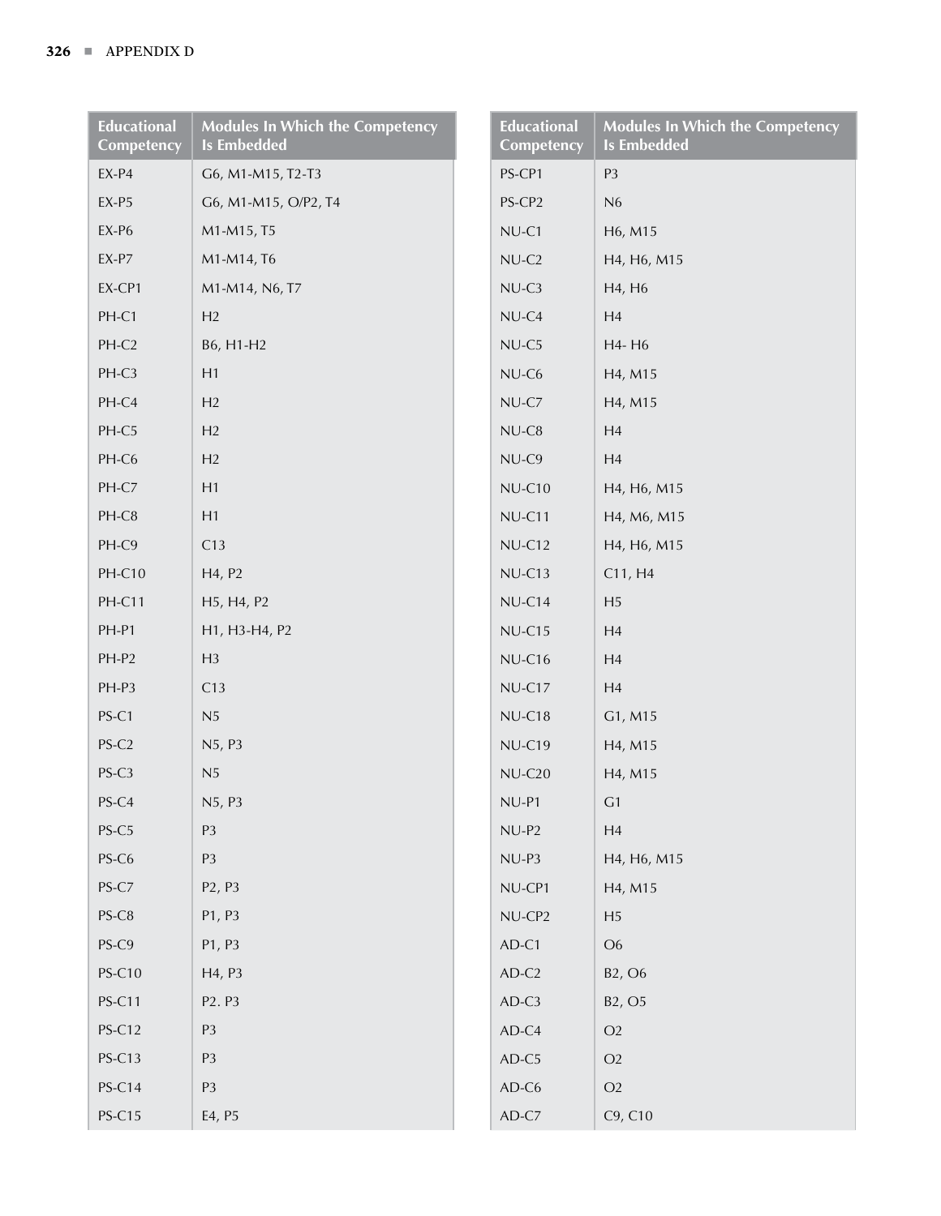| Educational Competency | Modules In Which the Competency Is Embedded |
|---|---|
| EX-P4 | G6, M1-M15, T2-T3 |
| EX-P5 | G6, M1-M15, O/P2, T4 |
| EX-P6 | M1-M15, T5 |
| EX-P7 | M1-M14, T6 |
| EX-CP1 | M1-M14, N6, T7 |
| PH-C1 | H2 |
| PH-C2 | B6, H1-H2 |
| PH-C3 | H1 |
| PH-C4 | H2 |
| PH-C5 | H2 |
| PH-C6 | H2 |
| PH-C7 | H1 |
| PH-C8 | H1 |
| PH-C9 | C13 |
| PH-C10 | H4, P2 |
| PH-C11 | H5, H4, P2 |
| PH-P1 | H1, H3-H4, P2 |
| PH-P2 | H3 |
| PH-P3 | C13 |
| PS-C1 | N5 |
| PS-C2 | N5, P3 |
| PS-C3 | N5 |
| PS-C4 | N5, P3 |
| PS-C5 | P3 |
| PS-C6 | P3 |
| PS-C7 | P2, P3 |
| PS-C8 | P1, P3 |
| PS-C9 | P1, P3 |
| PS-C10 | H4, P3 |
| PS-C11 | P2. P3 |
| PS-C12 | P3 |
| PS-C13 | P3 |
| PS-C14 | P3 |
| PS-C15 | E4, P5 |

| Educational Competency | Modules In Which the Competency Is Embedded |
|---|---|
| PS-CP1 | P3 |
| PS-CP2 | N6 |
| NU-C1 | H6, M15 |
| NU-C2 | H4, H6, M15 |
| NU-C3 | H4, H6 |
| NU-C4 | H4 |
| NU-C5 | H4- H6 |
| NU-C6 | H4, M15 |
| NU-C7 | H4, M15 |
| NU-C8 | H4 |
| NU-C9 | H4 |
| NU-C10 | H4, H6, M15 |
| NU-C11 | H4, M6, M15 |
| NU-C12 | H4, H6, M15 |
| NU-C13 | C11, H4 |
| NU-C14 | H5 |
| NU-C15 | H4 |
| NU-C16 | H4 |
| NU-C17 | H4 |
| NU-C18 | G1, M15 |
| NU-C19 | H4, M15 |
| NU-C20 | H4, M15 |
| NU-P1 | G1 |
| NU-P2 | H4 |
| NU-P3 | H4, H6, M15 |
| NU-CP1 | H4, M15 |
| NU-CP2 | H5 |
| AD-C1 | O6 |
| AD-C2 | B2, O6 |
| AD-C3 | B2, O5 |
| AD-C4 | O2 |
| AD-C5 | O2 |
| AD-C6 | O2 |
| AD-C7 | C9, C10 |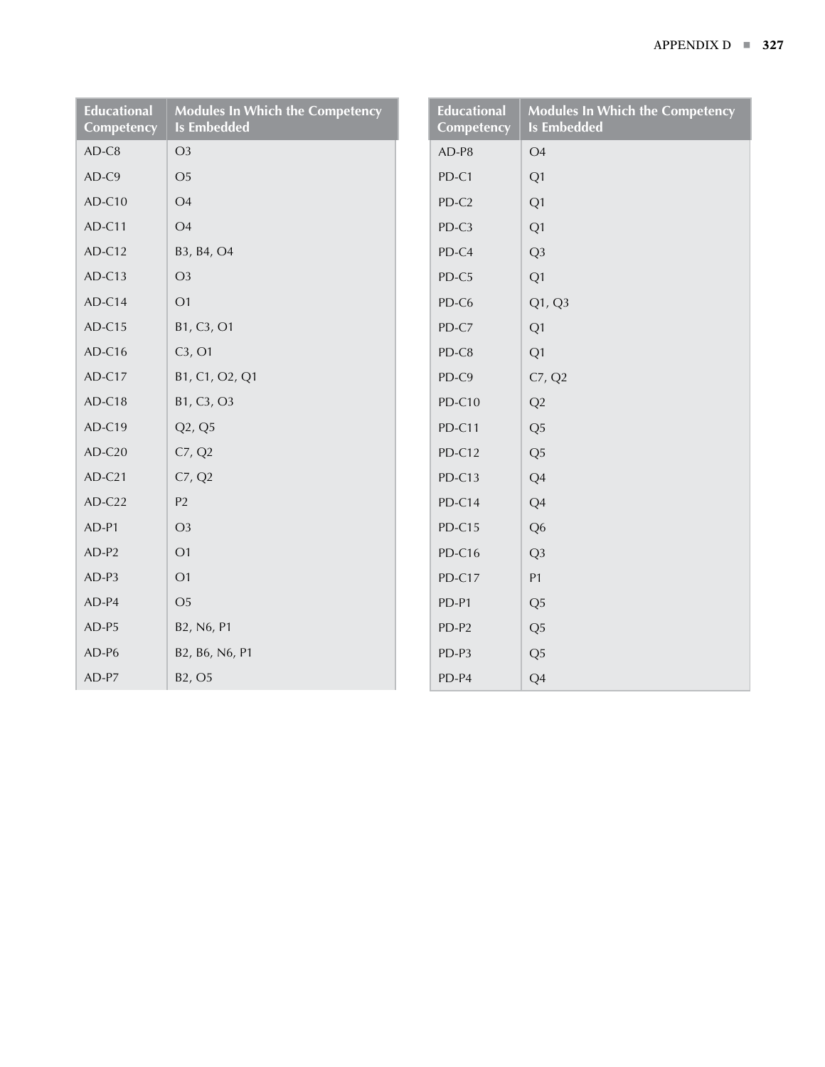| Educational Competency | Modules In Which the Competency Is Embedded |
|---|---|
| AD-C8 | O3 |
| AD-C9 | O5 |
| AD-C10 | O4 |
| AD-C11 | O4 |
| AD-C12 | B3, B4, O4 |
| AD-C13 | O3 |
| AD-C14 | O1 |
| AD-C15 | B1, C3, O1 |
| AD-C16 | C3, O1 |
| AD-C17 | B1, C1, O2, Q1 |
| AD-C18 | B1, C3, O3 |
| AD-C19 | Q2, Q5 |
| AD-C20 | C7, Q2 |
| AD-C21 | C7, Q2 |
| AD-C22 | P2 |
| AD-P1 | O3 |
| AD-P2 | O1 |
| AD-P3 | O1 |
| AD-P4 | O5 |
| AD-P5 | B2, N6, P1 |
| AD-P6 | B2, B6, N6, P1 |
| AD-P7 | B2, O5 |

| Educational Competency | Modules In Which the Competency Is Embedded |
|---|---|
| AD-P8 | O4 |
| PD-C1 | Q1 |
| PD-C2 | Q1 |
| PD-C3 | Q1 |
| PD-C4 | Q3 |
| PD-C5 | Q1 |
| PD-C6 | Q1, Q3 |
| PD-C7 | Q1 |
| PD-C8 | Q1 |
| PD-C9 | C7, Q2 |
| PD-C10 | Q2 |
| PD-C11 | Q5 |
| PD-C12 | Q5 |
| PD-C13 | Q4 |
| PD-C14 | Q4 |
| PD-C15 | Q6 |
| PD-C16 | Q3 |
| PD-C17 | P1 |
| PD-P1 | Q5 |
| PD-P2 | Q5 |
| PD-P3 | Q5 |
| PD-P4 | Q4 |